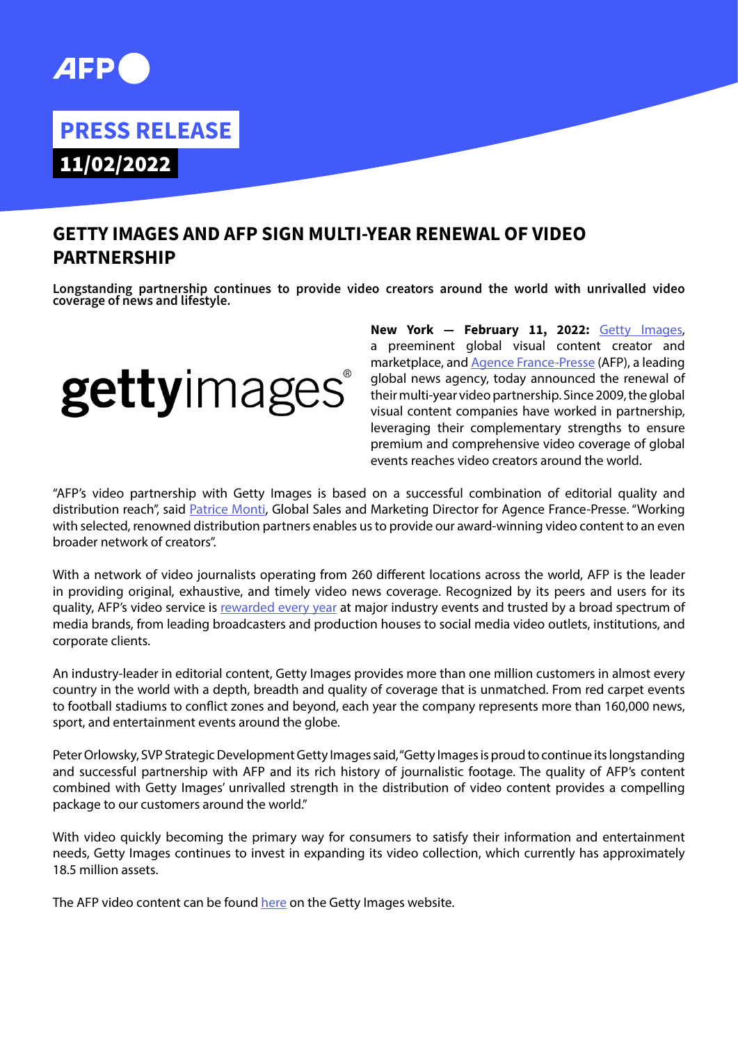**PRESS RELEASE**

**11/02/2022**

# GETTY IMAGES AND AFP SIGN MULTI-YEAR RENEWAL OF VIDEO PARTNERSHIP

**Longstanding partnership continues to provide video creators around the world with unrivalled video coverage of news and lifestyle.**

**New York — February 11, 2022:** Getty Images, a preeminent global visual content creator and marketplace, and Agence France-Presse (AFP), a leading global news agency, today announced the renewal of their multi-year video partnership. Since 2009, the global visual content companies have worked in partnership, leveraging their complementary strengths to ensure premium and comprehensive video coverage of global events reaches video creators around the world.

“AFP’s video partnership with Getty Images is based on a successful combination of editorial quality and distribution reach”, said Patrice Monti, Global Sales and Marketing Director for Agence France-Presse. “Working with selected, renowned distribution partners enables us to provide our award-winning video content to an even broader network of creators”.

With a network of video journalists operating from 260 different locations across the world, AFP is the leader in providing original, exhaustive, and timely video news coverage. Recognized by its peers and users for its quality, AFP’s video service is rewarded every year at major industry events and trusted by a broad spectrum of media brands, from leading broadcasters and production houses to social media video outlets, institutions, and corporate clients.

An industry-leader in editorial content, Getty Images provides more than one million customers in almost every country in the world with a depth, breadth and quality of coverage that is unmatched. From red carpet events to football stadiums to conflict zones and beyond, each year the company represents more than 160,000 news, sport, and entertainment events around the globe.

Peter Orlowsky, SVP Strategic Development Getty Images said, “Getty Images is proud to continue its longstanding and successful partnership with AFP and its rich history of journalistic footage. The quality of AFP’s content combined with Getty Images’ unrivalled strength in the distribution of video content provides a compelling package to our customers around the world.”

With video quickly becoming the primary way for consumers to satisfy their information and entertainment needs, Getty Images continues to invest in expanding its video collection, which currently has approximately 18.5 million assets.

The AFP video content can be found here on the Getty Images website.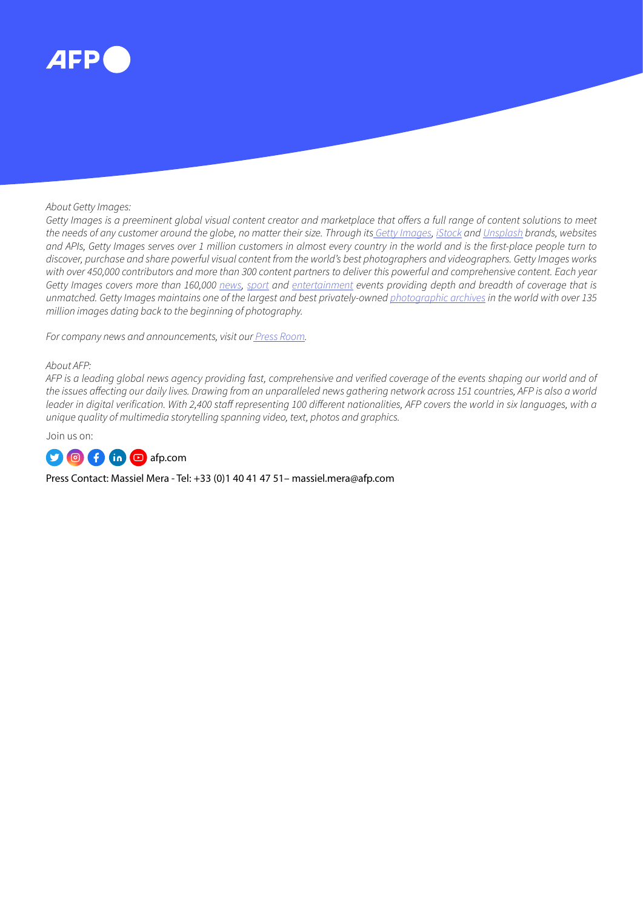*About Getty Images:*

*Getty Images is a preeminent global visual content creator and marketplace that offers a full range of content solutions to meet the needs of any customer around the globe, no matter their size. Through its Getty Images, iStock and Unsplash brands, websites and APIs, Getty Images serves over 1 million customers in almost every country in the world and is the first-place people turn to discover, purchase and share powerful visual content from the world's best photographers and videographers. Getty Images works with over 450,000 contributors and more than 300 content partners to deliver this powerful and comprehensive content. Each year Getty Images covers more than 160,000 news, sport and entertainment events providing depth and breadth of coverage that is unmatched. Getty Images maintains one of the largest and best privately-owned photographic archives in the world with over 135 million images dating back to the beginning of photography.*

*For company news and announcements, visit our Press Room.*

*About AFP:*

*AFP is a leading global news agency providing fast, comprehensive and verified coverage of the events shaping our world and of the issues affecting our daily lives. Drawing from an unparalleled news gathering network across 151 countries, AFP is also a world leader in digital verification. With 2,400 staff representing 100 different nationalities, AFP covers the world in six languages, with a unique quality of multimedia storytelling spanning video, text, photos and graphics.*

Join us on:

afp.com

Press Contact: Massiel Mera - Tel: +33 (0)1 40 41 47 51– massiel.mera@afp.com